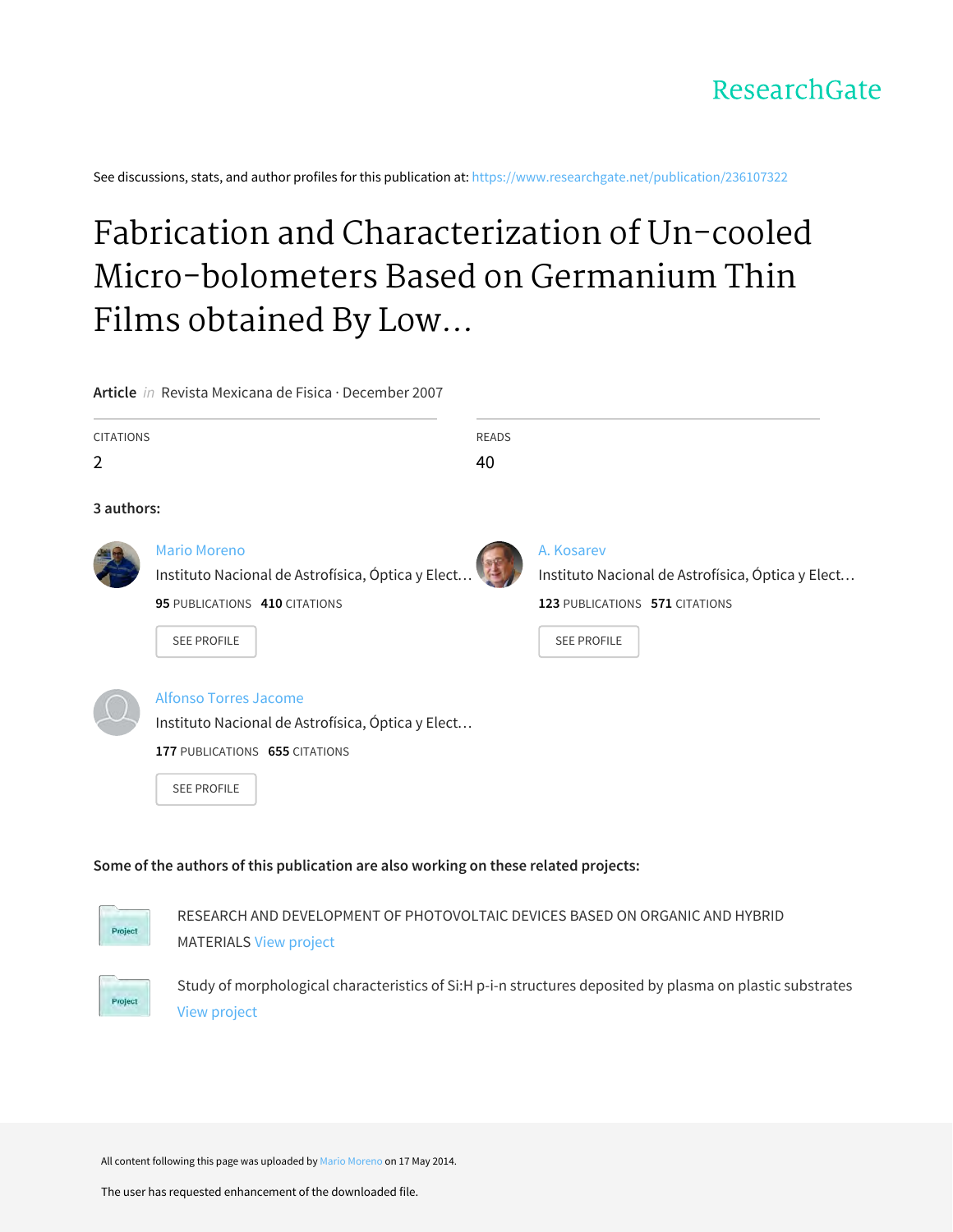ResearchGate

See discussions, stats, and author profiles for this publication at: https://www.researchgate.net/publication/236107322

# Fabrication and Characterization of Un-cooled Micro-bolometers Based on Germanium Thin Films obtained By Low...

**Article** *in* Revista Mexicana de Fisica · December 2007

| CITATIONS | READS |
|---|---|
| 2 | 40 |

**3 authors:**

**Mario Moreno**
Instituto Nacional de Astrofísica, Óptica y Elect...
**95** PUBLICATIONS **410** CITATIONS
SEE PROFILE

**A. Kosarev**
Instituto Nacional de Astrofísica, Óptica y Elect...
**123** PUBLICATIONS **571** CITATIONS
SEE PROFILE

**Alfonso Torres Jacome**
Instituto Nacional de Astrofísica, Óptica y Elect...
**177** PUBLICATIONS **655** CITATIONS
SEE PROFILE

**Some of the authors of this publication are also working on these related projects:**

- RESEARCH AND DEVELOPMENT OF PHOTOVOLTAIC DEVICES BASED ON ORGANIC AND HYBRID MATERIALS View project
- Study of morphological characteristics of Si:H p-i-n structures deposited by plasma on plastic substrates View project

All content following this page was uploaded by Mario Moreno on 17 May 2014.

The user has requested enhancement of the downloaded file.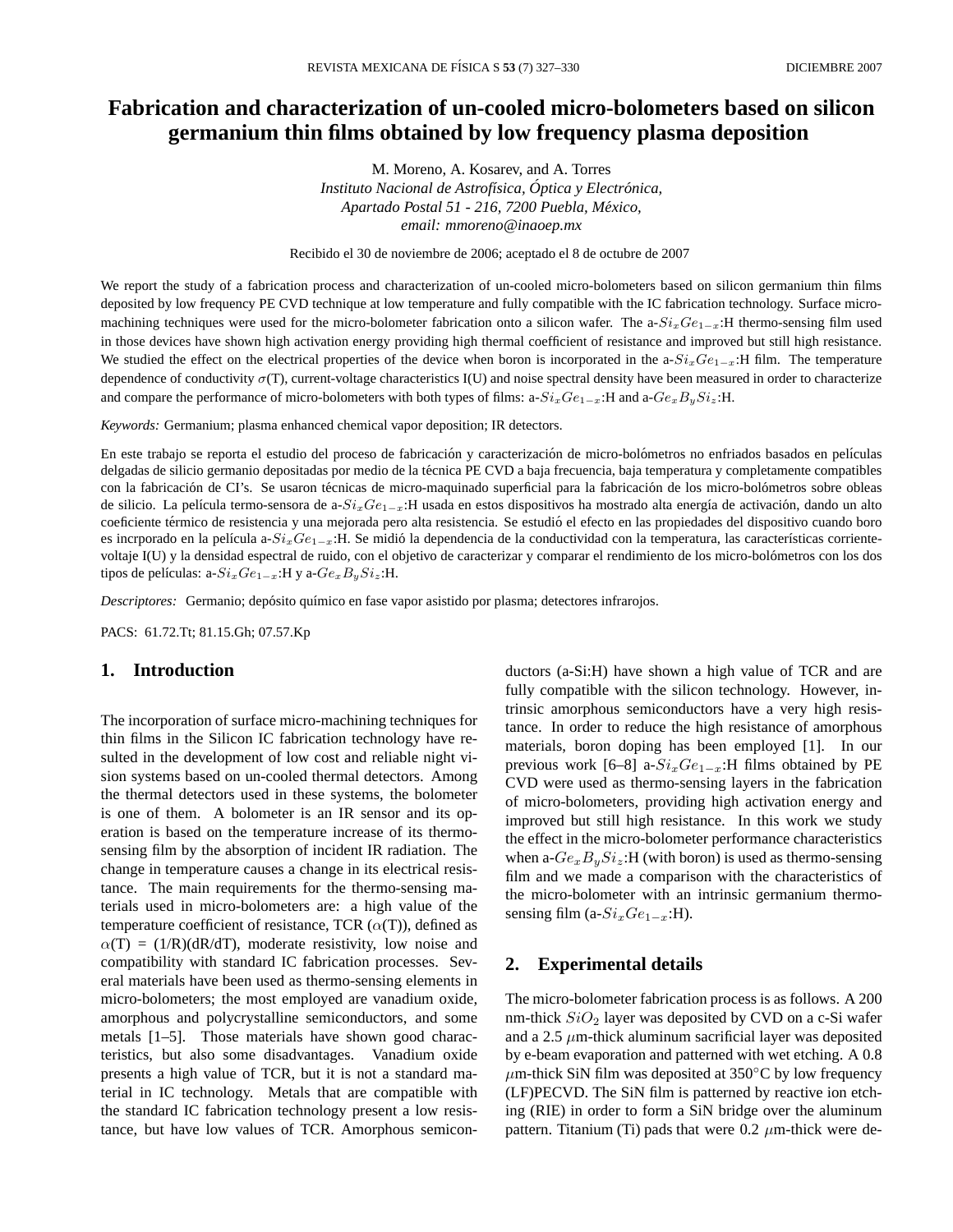# Fabrication and characterization of un-cooled micro-bolometers based on silicon germanium thin films obtained by low frequency plasma deposition

M. Moreno, A. Kosarev, and A. Torres

*Instituto Nacional de Astrofísica, Óptica y Electrónica, Apartado Postal 51 - 216, 7200 Puebla, México, email: mmoreno@inaoep.mx*

Recibido el 30 de noviembre de 2006; aceptado el 8 de octubre de 2007

We report the study of a fabrication process and characterization of un-cooled micro-bolometers based on silicon germanium thin films deposited by low frequency PE CVD technique at low temperature and fully compatible with the IC fabrication technology. Surface micro-machining techniques were used for the micro-bolometer fabrication onto a silicon wafer. The a-$Si_xGe_{1-x}$:H thermo-sensing film used in those devices have shown high activation energy providing high thermal coefficient of resistance and improved but still high resistance. We studied the effect on the electrical properties of the device when boron is incorporated in the a-$Si_xGe_{1-x}$:H film. The temperature dependence of conductivity $\sigma$(T), current-voltage characteristics I(U) and noise spectral density have been measured in order to characterize and compare the performance of micro-bolometers with both types of films: a-$Si_xGe_{1-x}$:H and a-$Ge_xB_ySi_z$:H.

*Keywords:* Germanium; plasma enhanced chemical vapor deposition; IR detectors.

En este trabajo se reporta el estudio del proceso de fabricación y caracterización de micro-bolómetros no enfriados basados en películas delgadas de silicio germanio depositadas por medio de la técnica PE CVD a baja frecuencia, baja temperatura y completamente compatibles con la fabricación de CI's. Se usaron técnicas de micro-maquinado superficial para la fabricación de los micro-bolómetros sobre obleas de silicio. La película termo-sensora de a-$Si_xGe_{1-x}$:H usada en estos dispositivos ha mostrado alta energía de activación, dando un alto coeficiente térmico de resistencia y una mejorada pero alta resistencia. Se estudió el efecto en las propiedades del dispositivo cuando boro es incrporado en la película a-$Si_xGe_{1-x}$:H. Se midió la dependencia de la conductividad con la temperatura, las características corriente-voltaje I(U) y la densidad espectral de ruido, con el objetivo de caracterizar y comparar el rendimiento de los micro-bolómetros con los dos tipos de películas: a-$Si_xGe_{1-x}$:H y a-$Ge_xB_ySi_z$:H.

*Descriptores:* Germanio; depósito químico en fase vapor asistido por plasma; detectores infrarojos.

PACS: 61.72.Tt; 81.15.Gh; 07.57.Kp

## 1. Introduction

The incorporation of surface micro-machining techniques for thin films in the Silicon IC fabrication technology have resulted in the development of low cost and reliable night vision systems based on un-cooled thermal detectors. Among the thermal detectors used in these systems, the bolometer is one of them. A bolometer is an IR sensor and its operation is based on the temperature increase of its thermo-sensing film by the absorption of incident IR radiation. The change in temperature causes a change in its electrical resistance. The main requirements for the thermo-sensing materials used in micro-bolometers are: a high value of the temperature coefficient of resistance, TCR ($\alpha$(T)), defined as $\alpha$(T) = (1/R)(dR/dT), moderate resistivity, low noise and compatibility with standard IC fabrication processes. Several materials have been used as thermo-sensing elements in micro-bolometers; the most employed are vanadium oxide, amorphous and polycrystalline semiconductors, and some metals [1–5]. Those materials have shown good characteristics, but also some disadvantages. Vanadium oxide presents a high value of TCR, but it is not a standard material in IC technology. Metals that are compatible with the standard IC fabrication technology present a low resistance, but have low values of TCR. Amorphous semiconductors (a-Si:H) have shown a high value of TCR and are fully compatible with the silicon technology. However, intrinsic amorphous semiconductors have a very high resistance. In order to reduce the high resistance of amorphous materials, boron doping has been employed [1]. In our previous work [6–8] a-$Si_xGe_{1-x}$:H films obtained by PE CVD were used as thermo-sensing layers in the fabrication of micro-bolometers, providing high activation energy and improved but still high resistance. In this work we study the effect in the micro-bolometer performance characteristics when a-$Ge_xB_ySi_z$:H (with boron) is used as thermo-sensing film and we made a comparison with the characteristics of the micro-bolometer with an intrinsic germanium thermo-sensing film (a-$Si_xGe_{1-x}$:H).

## 2. Experimental details

The micro-bolometer fabrication process is as follows. A 200 nm-thick $SiO_2$ layer was deposited by CVD on a c-Si wafer and a 2.5 $\mu$m-thick aluminum sacrificial layer was deposited by e-beam evaporation and patterned with wet etching. A 0.8 $\mu$m-thick SiN film was deposited at 350°C by low frequency (LF)PECVD. The SiN film is patterned by reactive ion etching (RIE) in order to form a SiN bridge over the aluminum pattern. Titanium (Ti) pads that were 0.2 $\mu$m-thick were de-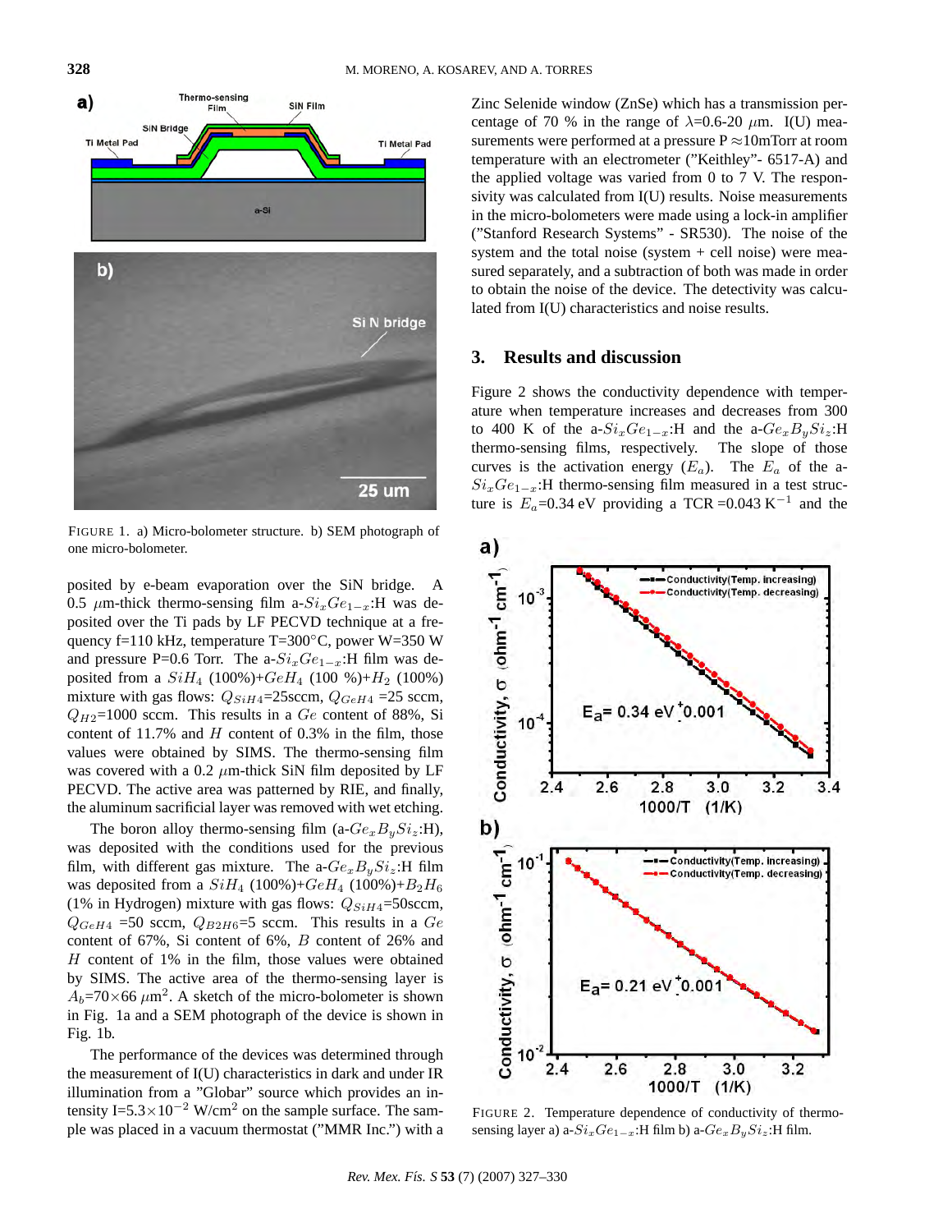FIGURE 1. a) Micro-bolometer structure. b) SEM photograph of one micro-bolometer.

posited by e-beam evaporation over the SiN bridge. A 0.5 $\mu$m-thick thermo-sensing film a-$Si_xGe_{1-x}$:H was deposited over the Ti pads by LF PECVD technique at a frequency f=110 kHz, temperature T=300°C, power W=350 W and pressure P=0.6 Torr. The a-$Si_xGe_{1-x}$:H film was deposited from a $SiH_4$ (100%)+$GeH_4$ (100 %)+$H_2$ (100%) mixture with gas flows: $Q_{SiH4}$=25sccm, $Q_{GeH4}$ =25 sccm, $Q_{H2}$=1000 sccm. This results in a $Ge$ content of 88%, Si content of 11.7% and $H$ content of 0.3% in the film, those values were obtained by SIMS. The thermo-sensing film was covered with a 0.2 $\mu$m-thick SiN film deposited by LF PECVD. The active area was patterned by RIE, and finally, the aluminum sacrificial layer was removed with wet etching.

The boron alloy thermo-sensing film (a-$Ge_xB_ySi_z$:H), was deposited with the conditions used for the previous film, with different gas mixture. The a-$Ge_xB_ySi_z$:H film was deposited from a $SiH_4$ (100%)+$GeH_4$ (100%)+$B_2H_6$ (1% in Hydrogen) mixture with gas flows: $Q_{SiH4}$=50sccm, $Q_{GeH4}$ =50 sccm, $Q_{B2H6}$=5 sccm. This results in a $Ge$ content of 67%, Si content of 6%, $B$ content of 26% and $H$ content of 1% in the film, those values were obtained by SIMS. The active area of the thermo-sensing layer is $A_b$=70×66 $\mu$m$^2$. A sketch of the micro-bolometer is shown in Fig. 1a and a SEM photograph of the device is shown in Fig. 1b.

The performance of the devices was determined through the measurement of I(U) characteristics in dark and under IR illumination from a "Globar" source which provides an intensity I=5.3×10$^{-2}$ W/cm$^2$ on the sample surface. The sample was placed in a vacuum thermostat ("MMR Inc.") with a Zinc Selenide window (ZnSe) which has a transmission percentage of 70 % in the range of $\lambda$=0.6-20 $\mu$m. I(U) measurements were performed at a pressure P ≈10mTorr at room temperature with an electrometer ("Keithley"- 6517-A) and the applied voltage was varied from 0 to 7 V. The responsivity was calculated from I(U) results. Noise measurements in the micro-bolometers were made using a lock-in amplifier ("Stanford Research Systems" - SR530). The noise of the system and the total noise (system + cell noise) were measured separately, and a subtraction of both was made in order to obtain the noise of the device. The detectivity was calculated from I(U) characteristics and noise results.

## 3. Results and discussion

Figure 2 shows the conductivity dependence with temperature when temperature increases and decreases from 300 to 400 K of the a-$Si_xGe_{1-x}$:H and the a-$Ge_xB_ySi_z$:H thermo-sensing films, respectively. The slope of those curves is the activation energy ($E_a$). The $E_a$ of the a-$Si_xGe_{1-x}$:H thermo-sensing film measured in a test structure is $E_a$=0.34 eV providing a TCR =0.043 K$^{-1}$ and the

FIGURE 2. Temperature dependence of conductivity of thermo-sensing layer a) a-$Si_xGe_{1-x}$:H film b) a-$Ge_xB_ySi_z$:H film.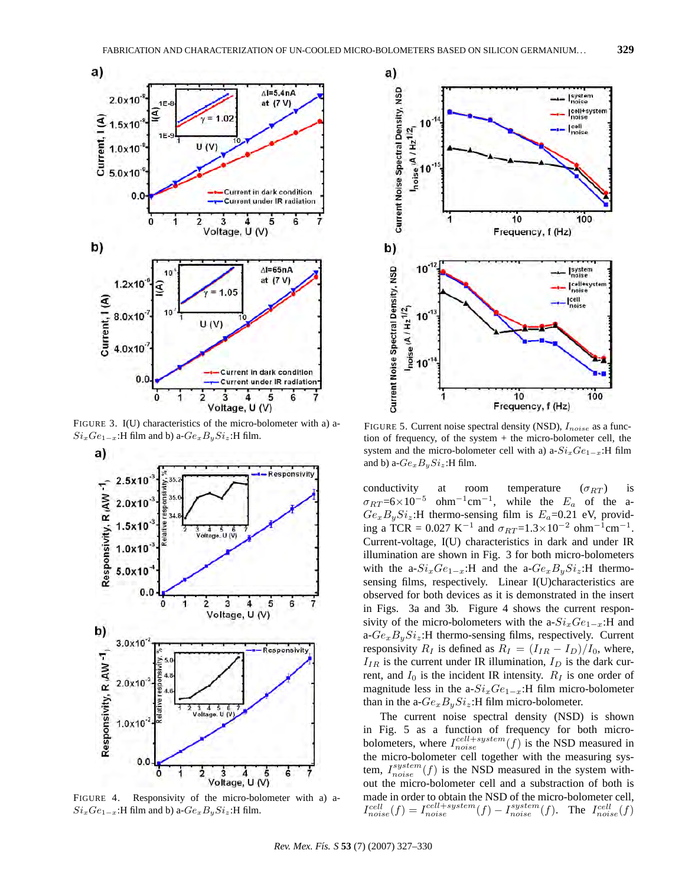FIGURE 3. I(U) characteristics of the micro-bolometer with a) a-$Si_xGe_{1-x}$:H film and b) a-$Ge_xB_ySi_z$:H film.

FIGURE 4. Responsivity of the micro-bolometer with a) a-$Si_xGe_{1-x}$:H film and b) a-$Ge_xB_ySi_z$:H film.

FIGURE 5. Current noise spectral density (NSD), $I_{noise}$ as a function of frequency, of the system + the micro-bolometer cell, the system and the micro-bolometer cell with a) a-$Si_xGe_{1-x}$:H film and b) a-$Ge_xB_ySi_z$:H film.

conductivity at room temperature ($\sigma_{RT}$) is $\sigma_{RT}$=6×10$^{-5}$ ohm$^{-1}$cm$^{-1}$, while the $E_a$ of the a-$Ge_xB_ySi_z$:H thermo-sensing film is $E_a$=0.21 eV, providing a TCR = 0.027 K$^{-1}$ and $\sigma_{RT}$=1.3×10$^{-2}$ ohm$^{-1}$cm$^{-1}$. Current-voltage, I(U) characteristics in dark and under IR illumination are shown in Fig. 3 for both micro-bolometers with the a-$Si_xGe_{1-x}$:H and the a-$Ge_xB_ySi_z$:H thermo-sensing films, respectively. Linear I(U)characteristics are observed for both devices as it is demonstrated in the insert in Figs. 3a and 3b. Figure 4 shows the current responsivity of the micro-bolometers with the a-$Si_xGe_{1-x}$:H and a-$Ge_xB_ySi_z$:H thermo-sensing films, respectively. Current responsivity $R_I$ is defined as $R_I = (I_{IR} - I_D)/I_0$, where, $I_{IR}$ is the current under IR illumination, $I_D$ is the dark current, and $I_0$ is the incident IR intensity. $R_I$ is one order of magnitude less in the a-$Si_xGe_{1-x}$:H film micro-bolometer than in the a-$Ge_xB_ySi_z$:H film micro-bolometer.

The current noise spectral density (NSD) is shown in Fig. 5 as a function of frequency for both micro-bolometers, where $I_{noise}^{cell+system}(f)$ is the NSD measured in the micro-bolometer cell together with the measuring system, $I_{noise}^{system}(f)$ is the NSD measured in the system without the micro-bolometer cell and a substraction of both is made in order to obtain the NSD of the micro-bolometer cell, $I_{noise}^{cell}(f) = I_{noise}^{cell+system}(f) - I_{noise}^{system}(f)$. The $I_{noise}^{cell}(f)$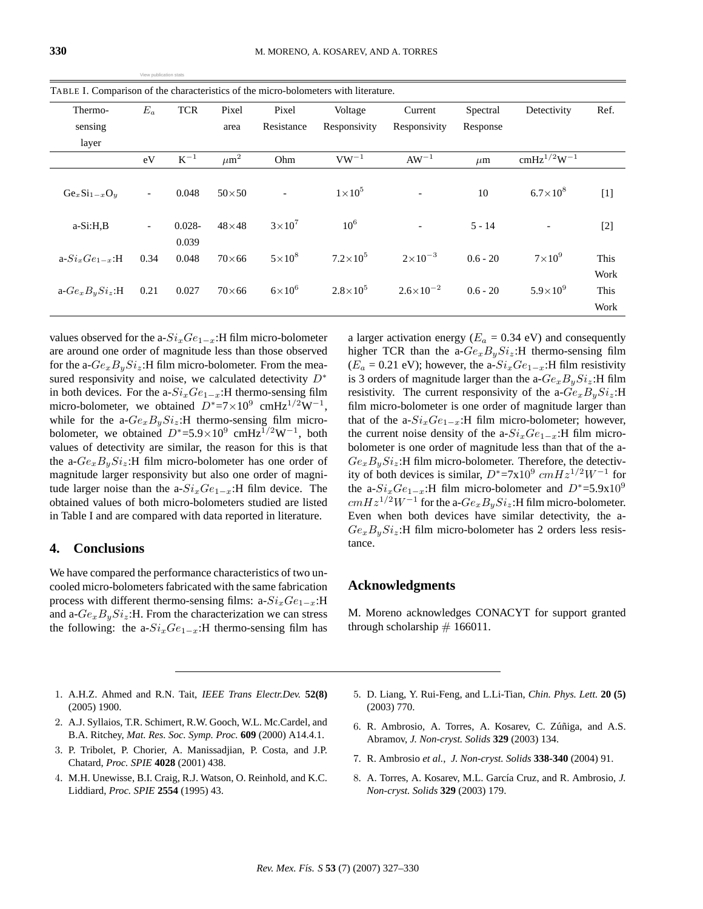TABLE I. Comparison of the characteristics of the micro-bolometers with literature.

| Thermo-sensing layer | $E_a$ | TCR | Pixel area | Pixel Resistance | Voltage Responsivity | Current Responsivity | Spectral Response | Detectivity | Ref. |
|---|---|---|---|---|---|---|---|---|---|
| | eV | $K^{-1}$ | $\mu m^2$ | Ohm | $VW^{-1}$ | $AW^{-1}$ | $\mu$m | $cmHz^{1/2}W^{-1}$ | |
| $Ge_xSi_{1-x}O_y$ | - | 0.048 | $50\times50$ | - | $1\times10^5$ | - | 10 | $6.7\times10^8$ | [1] |
| a-Si:H,B | - | 0.028-0.039 | $48\times48$ | $3\times10^7$ | $10^6$ | - | 5 - 14 | - | [2] |
| a-$Si_xGe_{1-x}$:H | 0.34 | 0.048 | $70\times66$ | $5\times10^8$ | $7.2\times10^5$ | $2\times10^{-3}$ | 0.6 - 20 | $7\times10^9$ | This Work |
| a-$Ge_xB_ySi_z$:H | 0.21 | 0.027 | $70\times66$ | $6\times10^6$ | $2.8\times10^5$ | $2.6\times10^{-2}$ | 0.6 - 20 | $5.9\times10^9$ | This Work |

values observed for the a-$Si_xGe_{1-x}$:H film micro-bolometer are around one order of magnitude less than those observed for the a-$Ge_xB_ySi_z$:H film micro-bolometer. From the measured responsivity and noise, we calculated detectivity $D^*$ in both devices. For the a-$Si_xGe_{1-x}$:H thermo-sensing film micro-bolometer, we obtained $D^*$=$7\times10^9$ cmHz$^{1/2}$W$^{-1}$, while for the a-$Ge_xB_ySi_z$:H thermo-sensing film micro-bolometer, we obtained $D^*$=$5.9\times10^9$ cmHz$^{1/2}$W$^{-1}$, both values of detectivity are similar, the reason for this is that the a-$Ge_xB_ySi_z$:H film micro-bolometer has one order of magnitude larger responsivity but also one order of magnitude larger noise than the a-$Si_xGe_{1-x}$:H film device. The obtained values of both micro-bolometers studied are listed in Table I and are compared with data reported in literature.

## 4. Conclusions

We have compared the performance characteristics of two uncooled micro-bolometers fabricated with the same fabrication process with different thermo-sensing films: a-$Si_xGe_{1-x}$:H and a-$Ge_xB_ySi_z$:H. From the characterization we can stress the following: the a-$Si_xGe_{1-x}$:H thermo-sensing film has a larger activation energy ($E_a$ = 0.34 eV) and consequently higher TCR than the a-$Ge_xB_ySi_z$:H thermo-sensing film ($E_a$ = 0.21 eV); however, the a-$Si_xGe_{1-x}$:H film resistivity is 3 orders of magnitude larger than the a-$Ge_xB_ySi_z$:H film resistivity. The current responsivity of the a-$Ge_xB_ySi_z$:H film micro-bolometer is one order of magnitude larger than that of the a-$Si_xGe_{1-x}$:H film micro-bolometer; however, the current noise density of the a-$Si_xGe_{1-x}$:H film micro-bolometer is one order of magnitude less than that of the a-$Ge_xB_ySi_z$:H film micro-bolometer. Therefore, the detectivity of both devices is similar, $D^*$=7x$10^9$ $cmHz^{1/2}W^{-1}$ for the a-$Si_xGe_{1-x}$:H film micro-bolometer and $D^*$=5.9x$10^9$ $cmHz^{1/2}W^{-1}$ for the a-$Ge_xB_ySi_z$:H film micro-bolometer. Even when both devices have similar detectivity, the a-$Ge_xB_ySi_z$:H film micro-bolometer has 2 orders less resistance.

## Acknowledgments

M. Moreno acknowledges CONACYT for support granted through scholarship # 166011.

1. A.H.Z. Ahmed and R.N. Tait, *IEEE Trans Electr.Dev.* **52(8)** (2005) 1900.
2. A.J. Syllaios, T.R. Schimert, R.W. Gooch, W.L. Mc.Cardel, and B.A. Ritchey, *Mat. Res. Soc. Symp. Proc.* **609** (2000) A14.4.1.
3. P. Tribolet, P. Chorier, A. Manissadjian, P. Costa, and J.P. Chatard, *Proc. SPIE* **4028** (2001) 438.
4. M.H. Unewisse, B.I. Craig, R.J. Watson, O. Reinhold, and K.C. Liddiard, *Proc. SPIE* **2554** (1995) 43.
5. D. Liang, Y. Rui-Feng, and L.Li-Tian, *Chin. Phys. Lett.* **20 (5)** (2003) 770.
6. R. Ambrosio, A. Torres, A. Kosarev, C. Zúñiga, and A.S. Abramov, *J. Non-cryst. Solids* **329** (2003) 134.
7. R. Ambrosio *et al.*, *J. Non-cryst. Solids* **338-340** (2004) 91.
8. A. Torres, A. Kosarev, M.L. García Cruz, and R. Ambrosio, *J. Non-cryst. Solids* **329** (2003) 179.